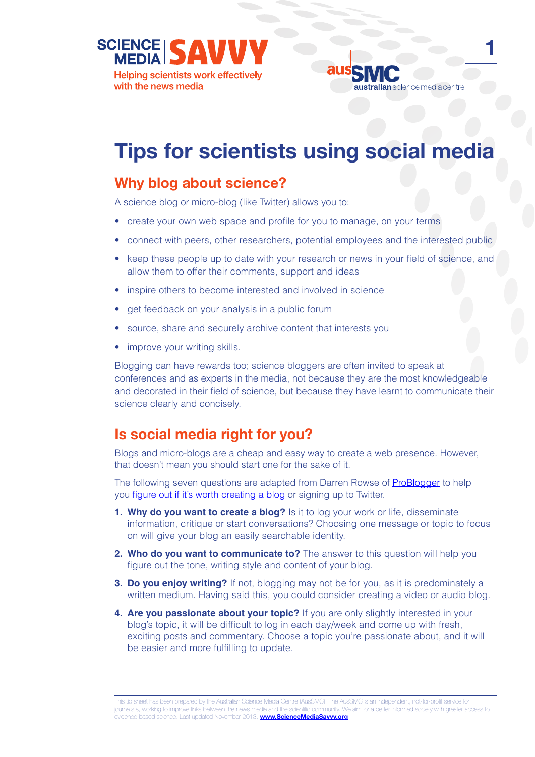# Tips for scientists using social media

## Why blog about science?

A science blog or micro-blog (like Twitter) allows you to:

- create your own web space and profile for you to manage, on your terms
- connect with peers, other researchers, potential employees and the interested public
- keep these people up to date with your research or news in your field of science, and allow them to offer their comments, support and ideas
- inspire others to become interested and involved in science
- get feedback on your analysis in a public forum
- source, share and securely archive content that interests you
- improve your writing skills.

Blogging can have rewards too; science bloggers are often invited to speak at conferences and as experts in the media, not because they are the most knowledgeable and decorated in their field of science, but because they have learnt to communicate their science clearly and concisely.

## Is social media right for you?

Blogs and micro-blogs are a cheap and easy way to create a web presence. However, that doesn't mean you should start one for the sake of it.

The following seven questions are adapted from Darren Rowse of ProBlogger to help you figure out if it's worth creating a blog or signing up to Twitter.

1. **Why do you want to create a blog?** Is it to log your work or life, disseminate information, critique or start conversations? Choosing one message or topic to focus on will give your blog an easily searchable identity.
2. **Who do you want to communicate to?** The answer to this question will help you figure out the tone, writing style and content of your blog.
3. **Do you enjoy writing?** If not, blogging may not be for you, as it is predominately a written medium. Having said this, you could consider creating a video or audio blog.
4. **Are you passionate about your topic?** If you are only slightly interested in your blog's topic, it will be difficult to log in each day/week and come up with fresh, exciting posts and commentary. Choose a topic you're passionate about, and it will be easier and more fulfilling to update.

This tip sheet has been prepared by the Australian Science Media Centre (AusSMC). The AusSMC is an independent, not-for-profit service for journalists, working to improve links between the news media and the scientific community. We aim for a better informed society with greater access to evidence-based science. Last updated November 2013. **www.ScienceMediaSavvy.org**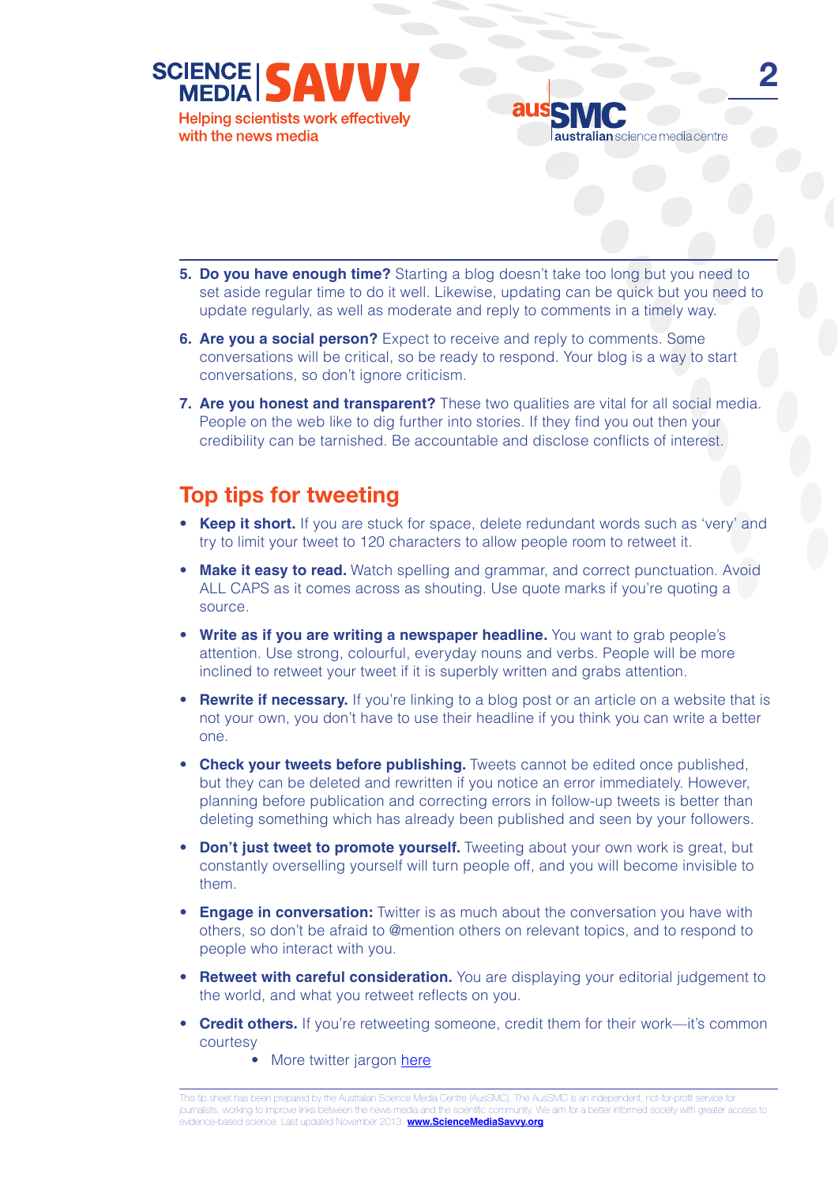5. **Do you have enough time?** Starting a blog doesn't take too long but you need to set aside regular time to do it well. Likewise, updating can be quick but you need to update regularly, as well as moderate and reply to comments in a timely way.
6. **Are you a social person?** Expect to receive and reply to comments. Some conversations will be critical, so be ready to respond. Your blog is a way to start conversations, so don't ignore criticism.
7. **Are you honest and transparent?** These two qualities are vital for all social media. People on the web like to dig further into stories. If they find you out then your credibility can be tarnished. Be accountable and disclose conflicts of interest.

## Top tips for tweeting

- **Keep it short.** If you are stuck for space, delete redundant words such as 'very' and try to limit your tweet to 120 characters to allow people room to retweet it.
- **Make it easy to read.** Watch spelling and grammar, and correct punctuation. Avoid ALL CAPS as it comes across as shouting. Use quote marks if you're quoting a source.
- **Write as if you are writing a newspaper headline.** You want to grab people's attention. Use strong, colourful, everyday nouns and verbs. People will be more inclined to retweet your tweet if it is superbly written and grabs attention.
- **Rewrite if necessary.** If you're linking to a blog post or an article on a website that is not your own, you don't have to use their headline if you think you can write a better one.
- **Check your tweets before publishing.** Tweets cannot be edited once published, but they can be deleted and rewritten if you notice an error immediately. However, planning before publication and correcting errors in follow-up tweets is better than deleting something which has already been published and seen by your followers.
- **Don't just tweet to promote yourself.** Tweeting about your own work is great, but constantly overselling yourself will turn people off, and you will become invisible to them.
- **Engage in conversation:** Twitter is as much about the conversation you have with others, so don't be afraid to @mention others on relevant topics, and to respond to people who interact with you.
- **Retweet with careful consideration.** You are displaying your editorial judgement to the world, and what you retweet reflects on you.
- **Credit others.** If you're retweeting someone, credit them for their work—it's common courtesy
    - More twitter jargon [here]

This tip sheet has been prepared by the Australian Science Media Centre (AusSMC). The AusSMC is an independent, not-for-profit service for journalists, working to improve links between the news media and the scientific community. We aim for a better informed society with greater access to evidence-based science. Last updated November 2013. **www.ScienceMediaSavvy.org**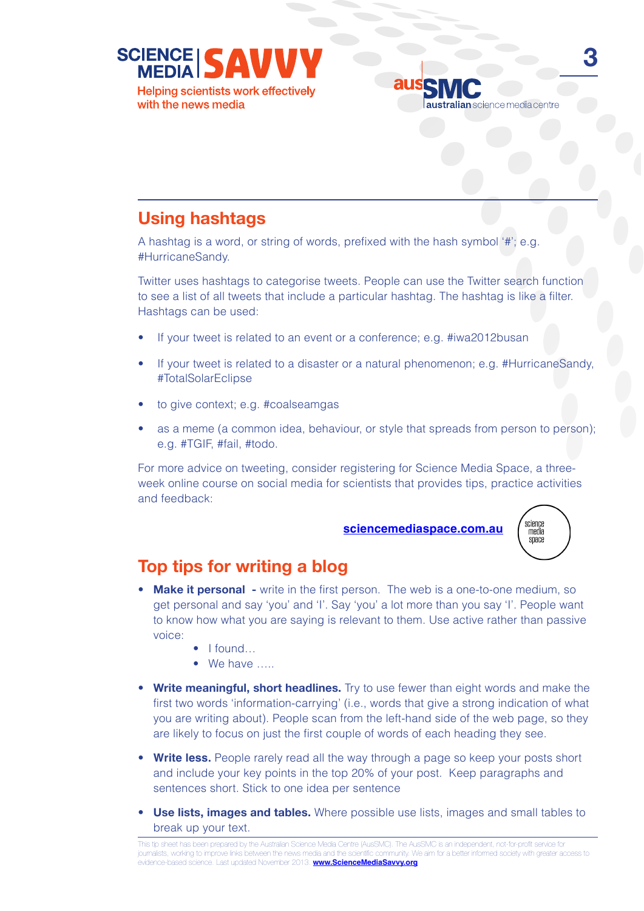## Using hashtags

A hashtag is a word, or string of words, prefixed with the hash symbol '#'; e.g. #HurricaneSandy.

Twitter uses hashtags to categorise tweets. People can use the Twitter search function to see a list of all tweets that include a particular hashtag. The hashtag is like a filter. Hashtags can be used:

- If your tweet is related to an event or a conference; e.g. #iwa2012busan
- If your tweet is related to a disaster or a natural phenomenon; e.g. #HurricaneSandy, #TotalSolarEclipse
- to give context; e.g. #coalseamgas
- as a meme (a common idea, behaviour, or style that spreads from person to person); e.g. #TGIF, #fail, #todo.

For more advice on tweeting, consider registering for Science Media Space, a three-week online course on social media for scientists that provides tips, practice activities and feedback:

**sciencemediaspace.com.au**

## Top tips for writing a blog

- **Make it personal** - write in the first person. The web is a one-to-one medium, so get personal and say 'you' and 'I'. Say 'you' a lot more than you say 'I'. People want to know how what you are saying is relevant to them. Use active rather than passive voice:
    - I found…
    - We have …..
- **Write meaningful, short headlines.** Try to use fewer than eight words and make the first two words 'information-carrying' (i.e., words that give a strong indication of what you are writing about). People scan from the left-hand side of the web page, so they are likely to focus on just the first couple of words of each heading they see.
- **Write less.** People rarely read all the way through a page so keep your posts short and include your key points in the top 20% of your post. Keep paragraphs and sentences short. Stick to one idea per sentence
- **Use lists, images and tables.** Where possible use lists, images and small tables to break up your text.

This tip sheet has been prepared by the Australian Science Media Centre (AusSMC). The AusSMC is an independent, not-for-profit service for journalists, working to improve links between the news media and the scientific community. We aim for a better-informed society with greater access to evidence-based science. Last updated November 2013. **www.ScienceMediaSavvy.org**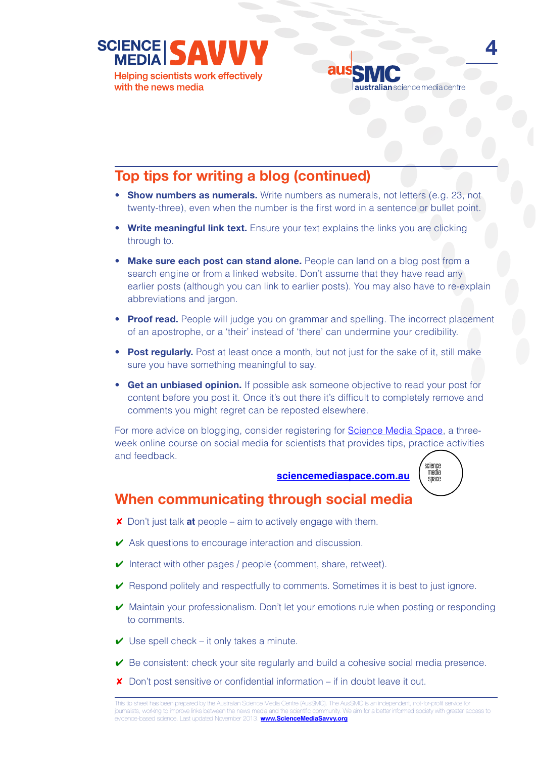## Top tips for writing a blog (continued)

- **Show numbers as numerals.** Write numbers as numerals, not letters (e.g. 23, not twenty-three), even when the number is the first word in a sentence or bullet point.
- **Write meaningful link text.** Ensure your text explains the links you are clicking through to.
- **Make sure each post can stand alone.** People can land on a blog post from a search engine or from a linked website. Don't assume that they have read any earlier posts (although you can link to earlier posts). You may also have to re-explain abbreviations and jargon.
- **Proof read.** People will judge you on grammar and spelling. The incorrect placement of an apostrophe, or a 'their' instead of 'there' can undermine your credibility.
- **Post regularly.** Post at least once a month, but not just for the sake of it, still make sure you have something meaningful to say.
- **Get an unbiased opinion.** If possible ask someone objective to read your post for content before you post it. Once it's out there it's difficult to completely remove and comments you might regret can be reposted elsewhere.

For more advice on blogging, consider registering for Science Media Space, a three-week online course on social media for scientists that provides tips, practice activities and feedback.

**sciencemediaspace.com.au**

science media space

## When communicating through social media

✘ Don't just talk **at** people – aim to actively engage with them.

✔ Ask questions to encourage interaction and discussion.

✔ Interact with other pages / people (comment, share, retweet).

✔ Respond politely and respectfully to comments. Sometimes it is best to just ignore.

✔ Maintain your professionalism. Don't let your emotions rule when posting or responding to comments.

✔ Use spell check – it only takes a minute.

✔ Be consistent: check your site regularly and build a cohesive social media presence.

✘ Don't post sensitive or confidential information – if in doubt leave it out.

This tip sheet has been prepared by the Australian Science Media Centre (AusSMC). The AusSMC is an independent, not-for-profit service for journalists, working to improve links between the news media and the scientific community. We aim for a better informed society with greater access to evidence-based science. Last updated November 2013. **www.ScienceMediaSavvy.org**